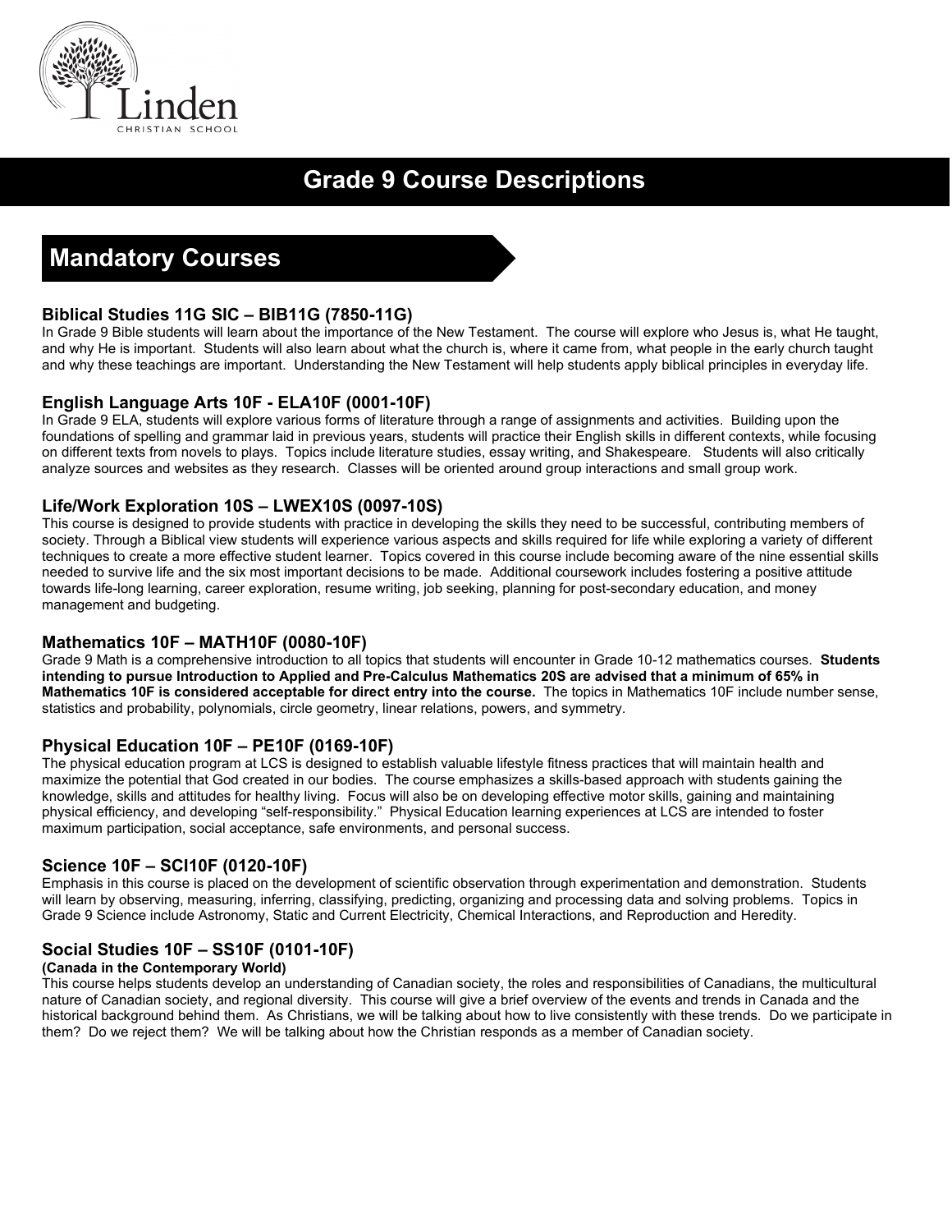# Grade 9 Course Descriptions

## Mandatory Courses

### Biblical Studies 11G SIC – BIB11G (7850-11G)

In Grade 9 Bible students will learn about the importance of the New Testament. The course will explore who Jesus is, what He taught, and why He is important. Students will also learn about what the church is, where it came from, what people in the early church taught and why these teachings are important. Understanding the New Testament will help students apply biblical principles in everyday life.

### English Language Arts 10F - ELA10F (0001-10F)

In Grade 9 ELA, students will explore various forms of literature through a range of assignments and activities. Building upon the foundations of spelling and grammar laid in previous years, students will practice their English skills in different contexts, while focusing on different texts from novels to plays. Topics include literature studies, essay writing, and Shakespeare. Students will also critically analyze sources and websites as they research. Classes will be oriented around group interactions and small group work.

### Life/Work Exploration 10S – LWEX10S (0097-10S)

This course is designed to provide students with practice in developing the skills they need to be successful, contributing members of society. Through a Biblical view students will experience various aspects and skills required for life while exploring a variety of different techniques to create a more effective student learner. Topics covered in this course include becoming aware of the nine essential skills needed to survive life and the six most important decisions to be made. Additional coursework includes fostering a positive attitude towards life-long learning, career exploration, resume writing, job seeking, planning for post-secondary education, and money management and budgeting.

### Mathematics 10F – MATH10F (0080-10F)

Grade 9 Math is a comprehensive introduction to all topics that students will encounter in Grade 10-12 mathematics courses. **Students intending to pursue Introduction to Applied and Pre-Calculus Mathematics 20S are advised that a minimum of 65% in Mathematics 10F is considered acceptable for direct entry into the course.** The topics in Mathematics 10F include number sense, statistics and probability, polynomials, circle geometry, linear relations, powers, and symmetry.

### Physical Education 10F – PE10F (0169-10F)

The physical education program at LCS is designed to establish valuable lifestyle fitness practices that will maintain health and maximize the potential that God created in our bodies. The course emphasizes a skills-based approach with students gaining the knowledge, skills and attitudes for healthy living. Focus will also be on developing effective motor skills, gaining and maintaining physical efficiency, and developing "self-responsibility." Physical Education learning experiences at LCS are intended to foster maximum participation, social acceptance, safe environments, and personal success.

### Science 10F – SCI10F (0120-10F)

Emphasis in this course is placed on the development of scientific observation through experimentation and demonstration. Students will learn by observing, measuring, inferring, classifying, predicting, organizing and processing data and solving problems. Topics in Grade 9 Science include Astronomy, Static and Current Electricity, Chemical Interactions, and Reproduction and Heredity.

### Social Studies 10F – SS10F (0101-10F)

**(Canada in the Contemporary World)**

This course helps students develop an understanding of Canadian society, the roles and responsibilities of Canadians, the multicultural nature of Canadian society, and regional diversity. This course will give a brief overview of the events and trends in Canada and the historical background behind them. As Christians, we will be talking about how to live consistently with these trends. Do we participate in them? Do we reject them? We will be talking about how the Christian responds as a member of Canadian society.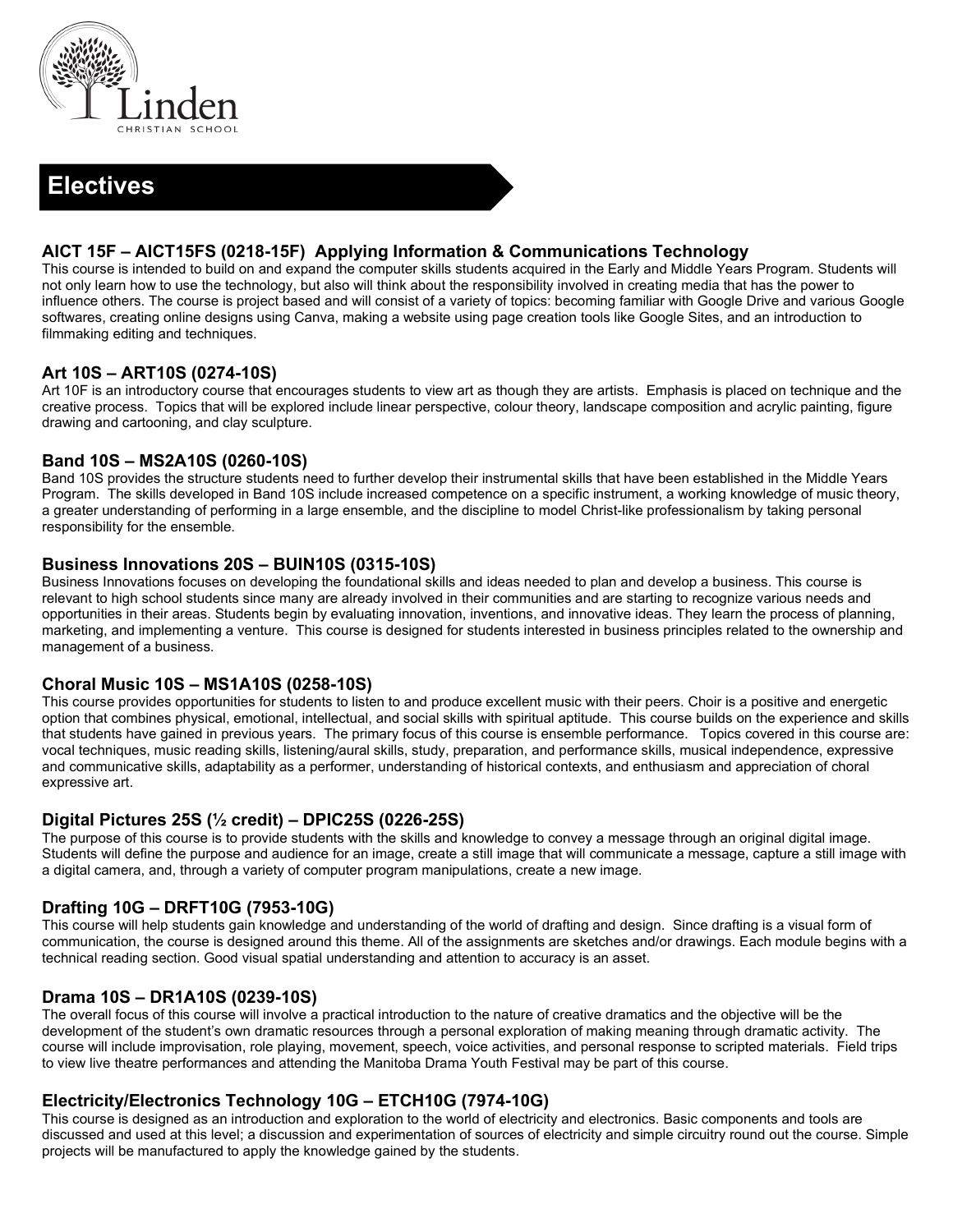Linden
CHRISTIAN SCHOOL

# Electives

### AICT 15F – AICT15FS (0218-15F) Applying Information & Communications Technology

This course is intended to build on and expand the computer skills students acquired in the Early and Middle Years Program. Students will not only learn how to use the technology, but also will think about the responsibility involved in creating media that has the power to influence others. The course is project based and will consist of a variety of topics: becoming familiar with Google Drive and various Google softwares, creating online designs using Canva, making a website using page creation tools like Google Sites, and an introduction to filmmaking editing and techniques.

### Art 10S – ART10S (0274-10S)

Art 10F is an introductory course that encourages students to view art as though they are artists. Emphasis is placed on technique and the creative process. Topics that will be explored include linear perspective, colour theory, landscape composition and acrylic painting, figure drawing and cartooning, and clay sculpture.

### Band 10S – MS2A10S (0260-10S)

Band 10S provides the structure students need to further develop their instrumental skills that have been established in the Middle Years Program. The skills developed in Band 10S include increased competence on a specific instrument, a working knowledge of music theory, a greater understanding of performing in a large ensemble, and the discipline to model Christ-like professionalism by taking personal responsibility for the ensemble.

### Business Innovations 20S – BUIN10S (0315-10S)

Business Innovations focuses on developing the foundational skills and ideas needed to plan and develop a business. This course is relevant to high school students since many are already involved in their communities and are starting to recognize various needs and opportunities in their areas. Students begin by evaluating innovation, inventions, and innovative ideas. They learn the process of planning, marketing, and implementing a venture. This course is designed for students interested in business principles related to the ownership and management of a business.

### Choral Music 10S – MS1A10S (0258-10S)

This course provides opportunities for students to listen to and produce excellent music with their peers. Choir is a positive and energetic option that combines physical, emotional, intellectual, and social skills with spiritual aptitude. This course builds on the experience and skills that students have gained in previous years. The primary focus of this course is ensemble performance. Topics covered in this course are: vocal techniques, music reading skills, listening/aural skills, study, preparation, and performance skills, musical independence, expressive and communicative skills, adaptability as a performer, understanding of historical contexts, and enthusiasm and appreciation of choral expressive art.

### Digital Pictures 25S (½ credit) – DPIC25S (0226-25S)

The purpose of this course is to provide students with the skills and knowledge to convey a message through an original digital image. Students will define the purpose and audience for an image, create a still image that will communicate a message, capture a still image with a digital camera, and, through a variety of computer program manipulations, create a new image.

### Drafting 10G – DRFT10G (7953-10G)

This course will help students gain knowledge and understanding of the world of drafting and design. Since drafting is a visual form of communication, the course is designed around this theme. All of the assignments are sketches and/or drawings. Each module begins with a technical reading section. Good visual spatial understanding and attention to accuracy is an asset.

### Drama 10S – DR1A10S (0239-10S)

The overall focus of this course will involve a practical introduction to the nature of creative dramatics and the objective will be the development of the student's own dramatic resources through a personal exploration of making meaning through dramatic activity. The course will include improvisation, role playing, movement, speech, voice activities, and personal response to scripted materials. Field trips to view live theatre performances and attending the Manitoba Drama Youth Festival may be part of this course.

### Electricity/Electronics Technology 10G – ETCH10G (7974-10G)

This course is designed as an introduction and exploration to the world of electricity and electronics. Basic components and tools are discussed and used at this level; a discussion and experimentation of sources of electricity and simple circuitry round out the course. Simple projects will be manufactured to apply the knowledge gained by the students.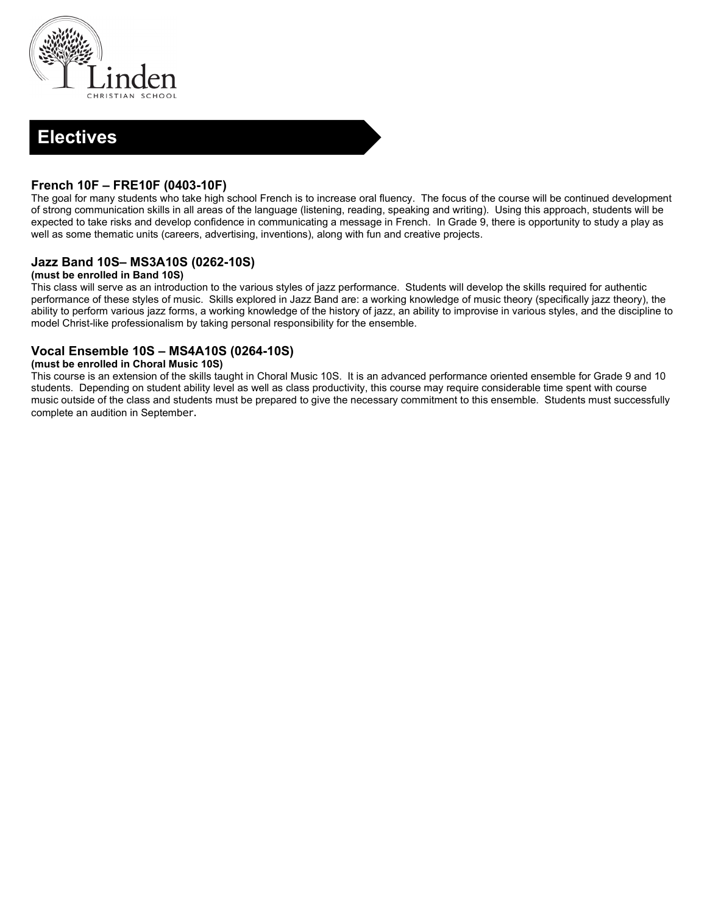## Electives

### French 10F – FRE10F (0403-10F)

The goal for many students who take high school French is to increase oral fluency. The focus of the course will be continued development of strong communication skills in all areas of the language (listening, reading, speaking and writing). Using this approach, students will be expected to take risks and develop confidence in communicating a message in French. In Grade 9, there is opportunity to study a play as well as some thematic units (careers, advertising, inventions), along with fun and creative projects.

### Jazz Band 10S– MS3A10S (0262-10S)

**(must be enrolled in Band 10S)**

This class will serve as an introduction to the various styles of jazz performance. Students will develop the skills required for authentic performance of these styles of music. Skills explored in Jazz Band are: a working knowledge of music theory (specifically jazz theory), the ability to perform various jazz forms, a working knowledge of the history of jazz, an ability to improvise in various styles, and the discipline to model Christ-like professionalism by taking personal responsibility for the ensemble.

### Vocal Ensemble 10S – MS4A10S (0264-10S)

**(must be enrolled in Choral Music 10S)**

This course is an extension of the skills taught in Choral Music 10S. It is an advanced performance oriented ensemble for Grade 9 and 10 students. Depending on student ability level as well as class productivity, this course may require considerable time spent with course music outside of the class and students must be prepared to give the necessary commitment to this ensemble. Students must successfully complete an audition in September.